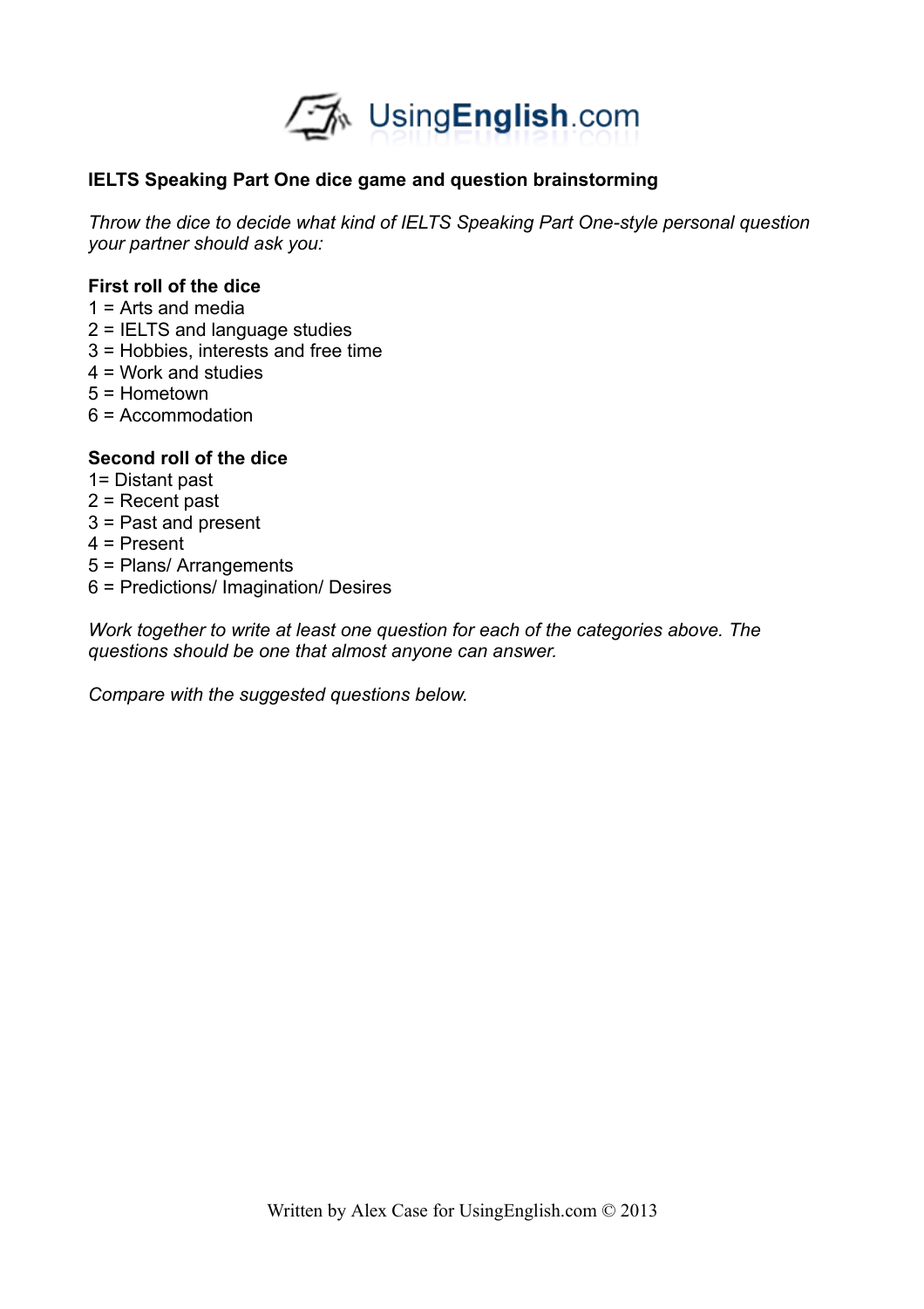**IELTS Speaking Part One dice game and question brainstorming**

*Throw the dice to decide what kind of IELTS Speaking Part One-style personal question your partner should ask you:*

**First roll of the dice**

1 = Arts and media
2 = IELTS and language studies
3 = Hobbies, interests and free time
4 = Work and studies
5 = Hometown
6 = Accommodation

**Second roll of the dice**

1= Distant past
2 = Recent past
3 = Past and present
4 = Present
5 = Plans/ Arrangements
6 = Predictions/ Imagination/ Desires

*Work together to write at least one question for each of the categories above. The questions should be one that almost anyone can answer.*

*Compare with the suggested questions below.*

Written by Alex Case for UsingEnglish.com © 2013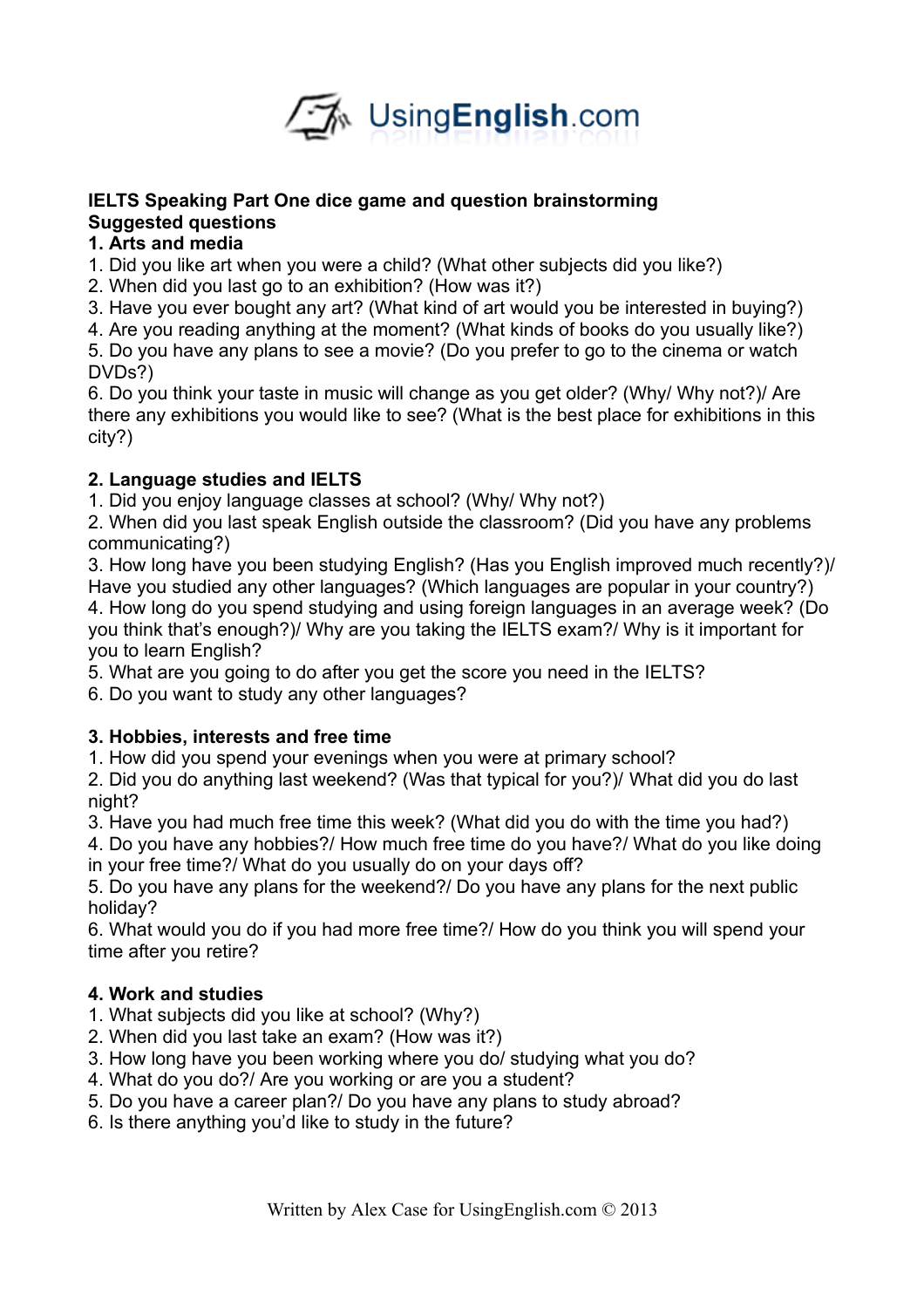UsingEnglish.com

**IELTS Speaking Part One dice game and question brainstorming**
**Suggested questions**

**1. Arts and media**

1. Did you like art when you were a child? (What other subjects did you like?)
2. When did you last go to an exhibition? (How was it?)
3. Have you ever bought any art? (What kind of art would you be interested in buying?)
4. Are you reading anything at the moment? (What kinds of books do you usually like?)
5. Do you have any plans to see a movie? (Do you prefer to go to the cinema or watch DVDs?)
6. Do you think your taste in music will change as you get older? (Why/ Why not?)/ Are there any exhibitions you would like to see? (What is the best place for exhibitions in this city?)

**2. Language studies and IELTS**

1. Did you enjoy language classes at school? (Why/ Why not?)
2. When did you last speak English outside the classroom? (Did you have any problems communicating?)
3. How long have you been studying English? (Has you English improved much recently?)/ Have you studied any other languages? (Which languages are popular in your country?)
4. How long do you spend studying and using foreign languages in an average week? (Do you think that's enough?)/ Why are you taking the IELTS exam?/ Why is it important for you to learn English?
5. What are you going to do after you get the score you need in the IELTS?
6. Do you want to study any other languages?

**3. Hobbies, interests and free time**

1. How did you spend your evenings when you were at primary school?
2. Did you do anything last weekend? (Was that typical for you?)/ What did you do last night?
3. Have you had much free time this week? (What did you do with the time you had?)
4. Do you have any hobbies?/ How much free time do you have?/ What do you like doing in your free time?/ What do you usually do on your days off?
5. Do you have any plans for the weekend?/ Do you have any plans for the next public holiday?
6. What would you do if you had more free time?/ How do you think you will spend your time after you retire?

**4. Work and studies**

1. What subjects did you like at school? (Why?)
2. When did you last take an exam? (How was it?)
3. How long have you been working where you do/ studying what you do?
4. What do you do?/ Are you working or are you a student?
5. Do you have a career plan?/ Do you have any plans to study abroad?
6. Is there anything you'd like to study in the future?

Written by Alex Case for UsingEnglish.com © 2013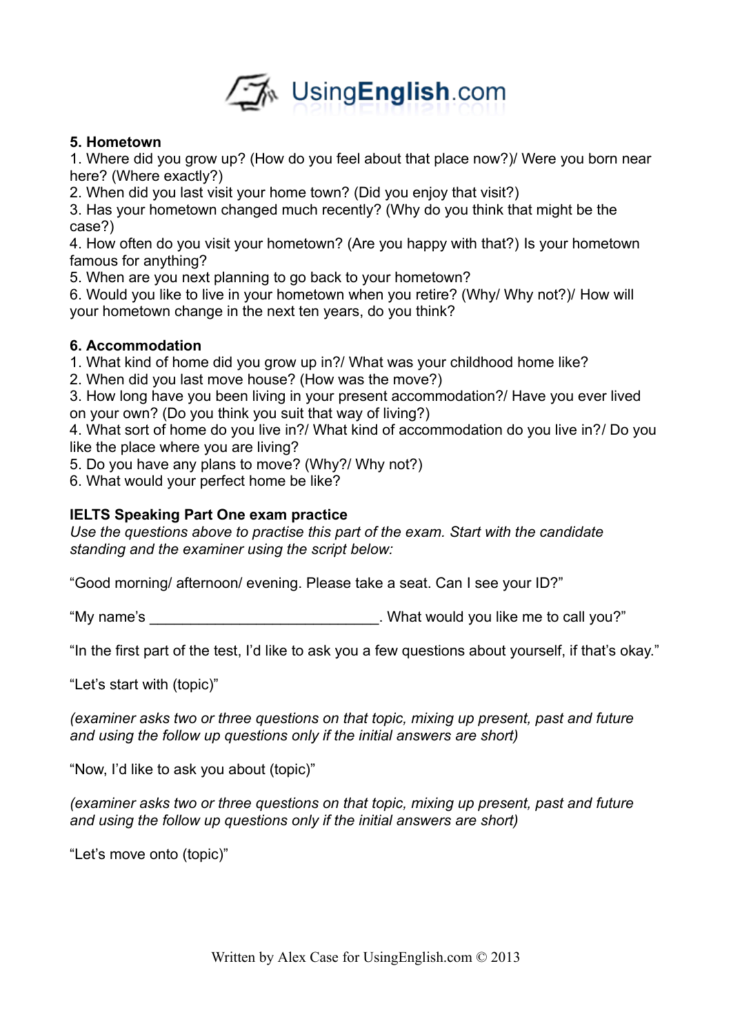**5. Hometown**

1. Where did you grow up? (How do you feel about that place now?)/ Were you born near here? (Where exactly?)
2. When did you last visit your home town? (Did you enjoy that visit?)
3. Has your hometown changed much recently? (Why do you think that might be the case?)
4. How often do you visit your hometown? (Are you happy with that?) Is your hometown famous for anything?
5. When are you next planning to go back to your hometown?
6. Would you like to live in your hometown when you retire? (Why/ Why not?)/ How will your hometown change in the next ten years, do you think?

**6. Accommodation**

1. What kind of home did you grow up in?/ What was your childhood home like?
2. When did you last move house? (How was the move?)
3. How long have you been living in your present accommodation?/ Have you ever lived on your own? (Do you think you suit that way of living?)
4. What sort of home do you live in?/ What kind of accommodation do you live in?/ Do you like the place where you are living?
5. Do you have any plans to move? (Why?/ Why not?)
6. What would your perfect home be like?

**IELTS Speaking Part One exam practice**

*Use the questions above to practise this part of the exam. Start with the candidate standing and the examiner using the script below:*

"Good morning/ afternoon/ evening. Please take a seat. Can I see your ID?"

"My name's ____________________________. What would you like me to call you?"

"In the first part of the test, I'd like to ask you a few questions about yourself, if that's okay."

"Let's start with (topic)"

*(examiner asks two or three questions on that topic, mixing up present, past and future and using the follow up questions only if the initial answers are short)*

"Now, I'd like to ask you about (topic)"

*(examiner asks two or three questions on that topic, mixing up present, past and future and using the follow up questions only if the initial answers are short)*

"Let's move onto (topic)"